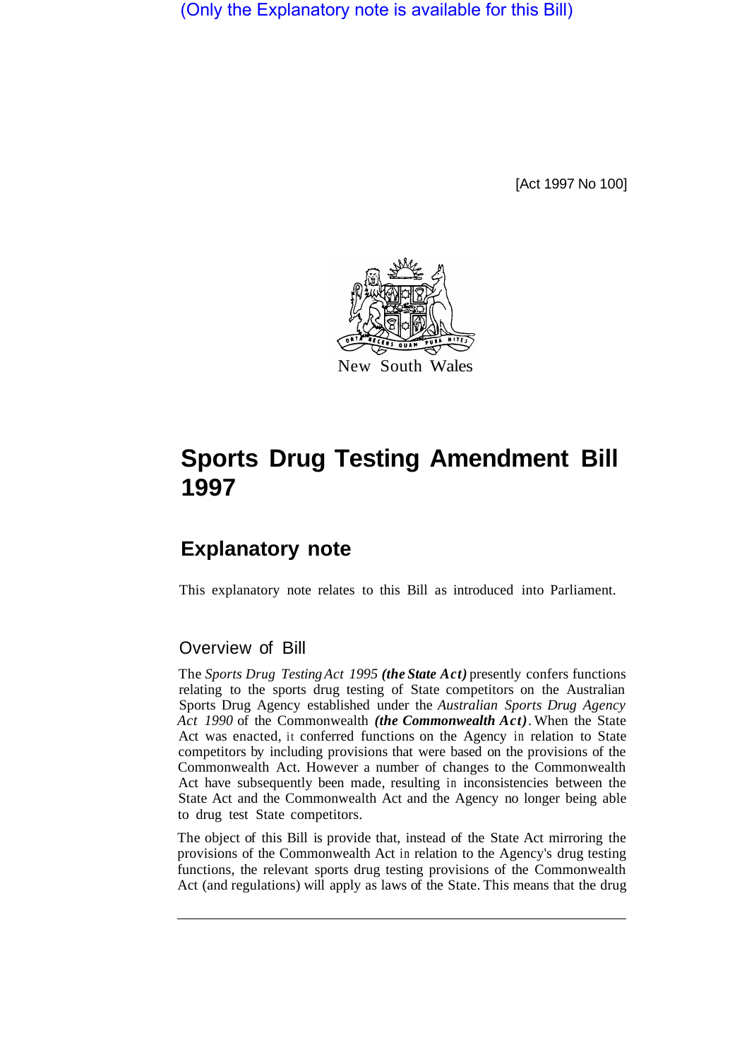(Only the Explanatory note is available for this Bill)

[Act 1997 No 100]

New South Wales

# Sports Drug Testing Amendment Bill 1997

## Explanatory note

This explanatory note relates to this Bill as introduced into Parliament.

### Overview of Bill

The *Sports Drug Testing Act 1995* ***(the State Act)*** presently confers functions relating to the sports drug testing of State competitors on the Australian Sports Drug Agency established under the *Australian Sports Drug Agency Act 1990* of the Commonwealth ***(the Commonwealth Act)***. When the State Act was enacted, it conferred functions on the Agency in relation to State competitors by including provisions that were based on the provisions of the Commonwealth Act. However a number of changes to the Commonwealth Act have subsequently been made, resulting in inconsistencies between the State Act and the Commonwealth Act and the Agency no longer being able to drug test State competitors.

The object of this Bill is provide that, instead of the State Act mirroring the provisions of the Commonwealth Act in relation to the Agency's drug testing functions, the relevant sports drug testing provisions of the Commonwealth Act (and regulations) will apply as laws of the State. This means that the drug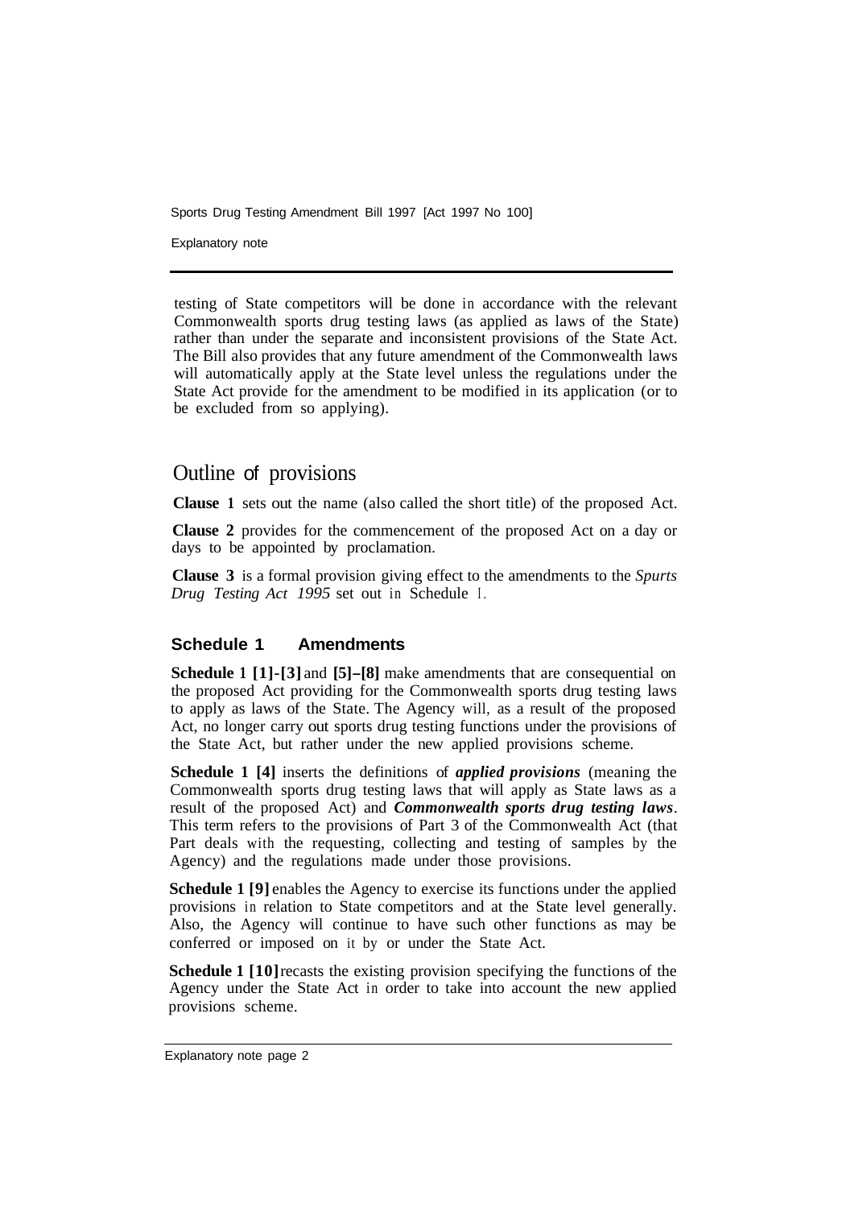testing of State competitors will be done in accordance with the relevant Commonwealth sports drug testing laws (as applied as laws of the State) rather than under the separate and inconsistent provisions of the State Act. The Bill also provides that any future amendment of the Commonwealth laws will automatically apply at the State level unless the regulations under the State Act provide for the amendment to be modified in its application (or to be excluded from so applying).

## Outline of provisions

**Clause 1** sets out the name (also called the short title) of the proposed Act.

**Clause 2** provides for the commencement of the proposed Act on a day or days to be appointed by proclamation.

**Clause 3** is a formal provision giving effect to the amendments to the *Spurts Drug Testing Act 1995* set out in Schedule 1.

### Schedule 1 Amendments

**Schedule 1 [1]-[3]** and **[5]–[8]** make amendments that are consequential on the proposed Act providing for the Commonwealth sports drug testing laws to apply as laws of the State. The Agency will, as a result of the proposed Act, no longer carry out sports drug testing functions under the provisions of the State Act, but rather under the new applied provisions scheme.

**Schedule 1 [4]** inserts the definitions of ***applied provisions*** (meaning the Commonwealth sports drug testing laws that will apply as State laws as a result of the proposed Act) and ***Commonwealth sports drug testing laws***. This term refers to the provisions of Part 3 of the Commonwealth Act (that Part deals with the requesting, collecting and testing of samples by the Agency) and the regulations made under those provisions.

**Schedule 1 [9]** enables the Agency to exercise its functions under the applied provisions in relation to State competitors and at the State level generally. Also, the Agency will continue to have such other functions as may be conferred or imposed on it by or under the State Act.

**Schedule 1 [10]** recasts the existing provision specifying the functions of the Agency under the State Act in order to take into account the new applied provisions scheme.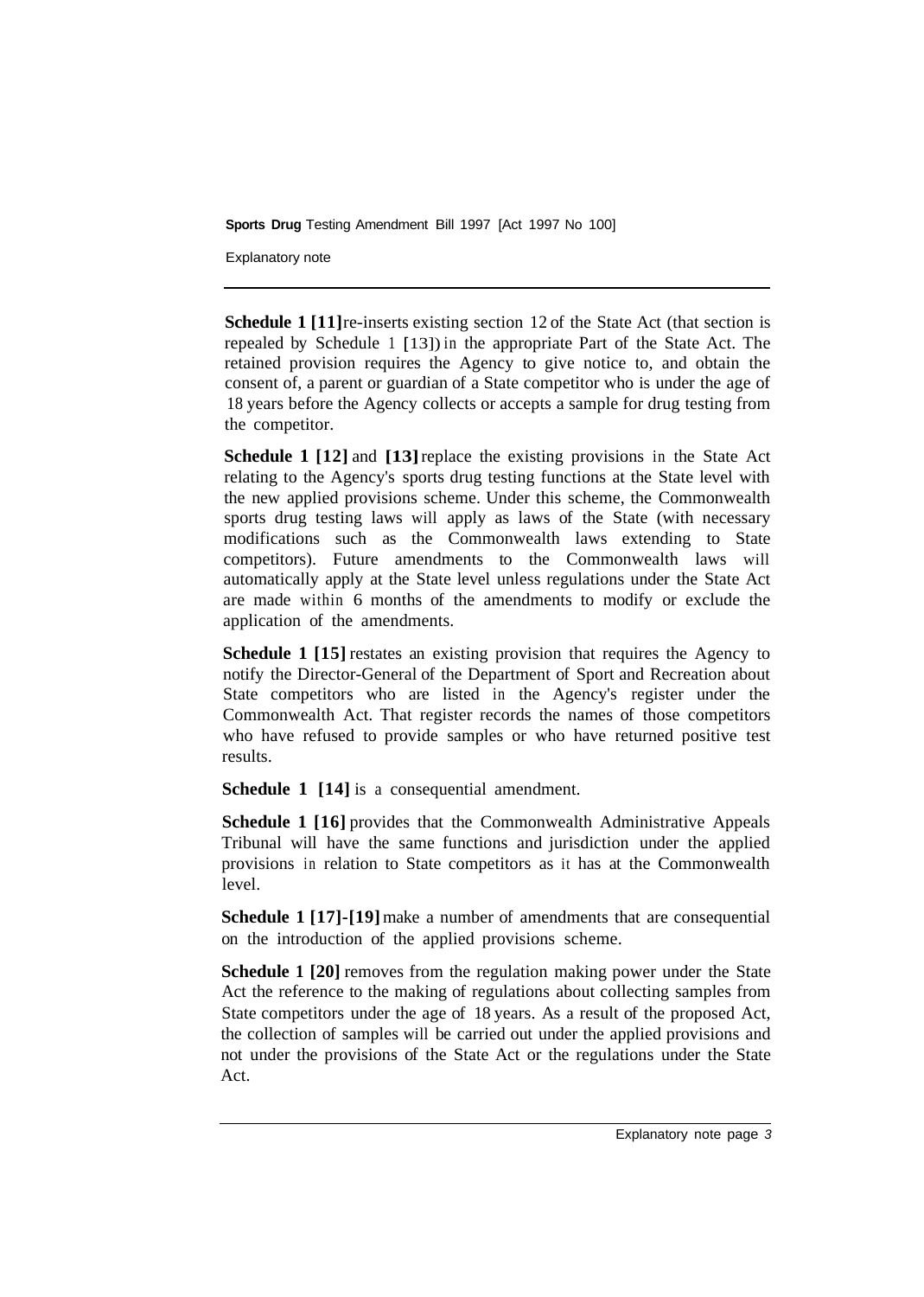**Schedule 1 [11]** re-inserts existing section 12 of the State Act (that section is repealed by Schedule 1 [13]) in the appropriate Part of the State Act. The retained provision requires the Agency to give notice to, and obtain the consent of, a parent or guardian of a State competitor who is under the age of 18 years before the Agency collects or accepts a sample for drug testing from the competitor.

**Schedule 1 [12]** and **[13]** replace the existing provisions in the State Act relating to the Agency's sports drug testing functions at the State level with the new applied provisions scheme. Under this scheme, the Commonwealth sports drug testing laws will apply as laws of the State (with necessary modifications such as the Commonwealth laws extending to State competitors). Future amendments to the Commonwealth laws will automatically apply at the State level unless regulations under the State Act are made within 6 months of the amendments to modify or exclude the application of the amendments.

**Schedule 1 [15]** restates an existing provision that requires the Agency to notify the Director-General of the Department of Sport and Recreation about State competitors who are listed in the Agency's register under the Commonwealth Act. That register records the names of those competitors who have refused to provide samples or who have returned positive test results.

**Schedule 1 [14]** is a consequential amendment.

**Schedule 1 [16]** provides that the Commonwealth Administrative Appeals Tribunal will have the same functions and jurisdiction under the applied provisions in relation to State competitors as it has at the Commonwealth level.

**Schedule 1 [17]-[19]** make a number of amendments that are consequential on the introduction of the applied provisions scheme.

**Schedule 1 [20]** removes from the regulation making power under the State Act the reference to the making of regulations about collecting samples from State competitors under the age of 18 years. As a result of the proposed Act, the collection of samples will be carried out under the applied provisions and not under the provisions of the State Act or the regulations under the State Act.